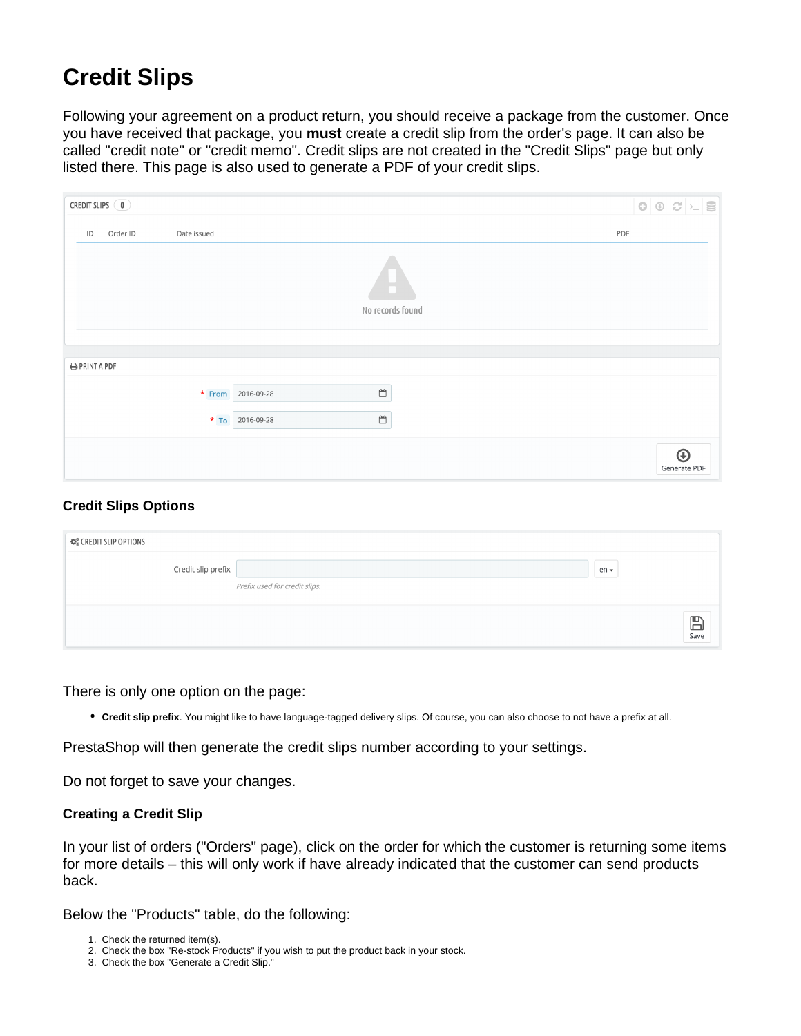# Credit Slips

Following your agreement on a product return, you should receive a package from the customer. Once you have received that package, you **must** create a credit slip from the order's page. It can also be called "credit note" or "credit memo". Credit slips are not created in the "Credit Slips" page but only listed there. This page is also used to generate a PDF of your credit slips.

### Credit Slips Options

There is only one option on the page:

- **Credit slip prefix**. You might like to have language-tagged delivery slips. Of course, you can also choose to not have a prefix at all.

PrestaShop will then generate the credit slips number according to your settings.

Do not forget to save your changes.

### Creating a Credit Slip

In your list of orders ("Orders" page), click on the order for which the customer is returning some items for more details – this will only work if have already indicated that the customer can send products back.

Below the "Products" table, do the following:

1. Check the returned item(s).
2. Check the box "Re-stock Products" if you wish to put the product back in your stock.
3. Check the box "Generate a Credit Slip."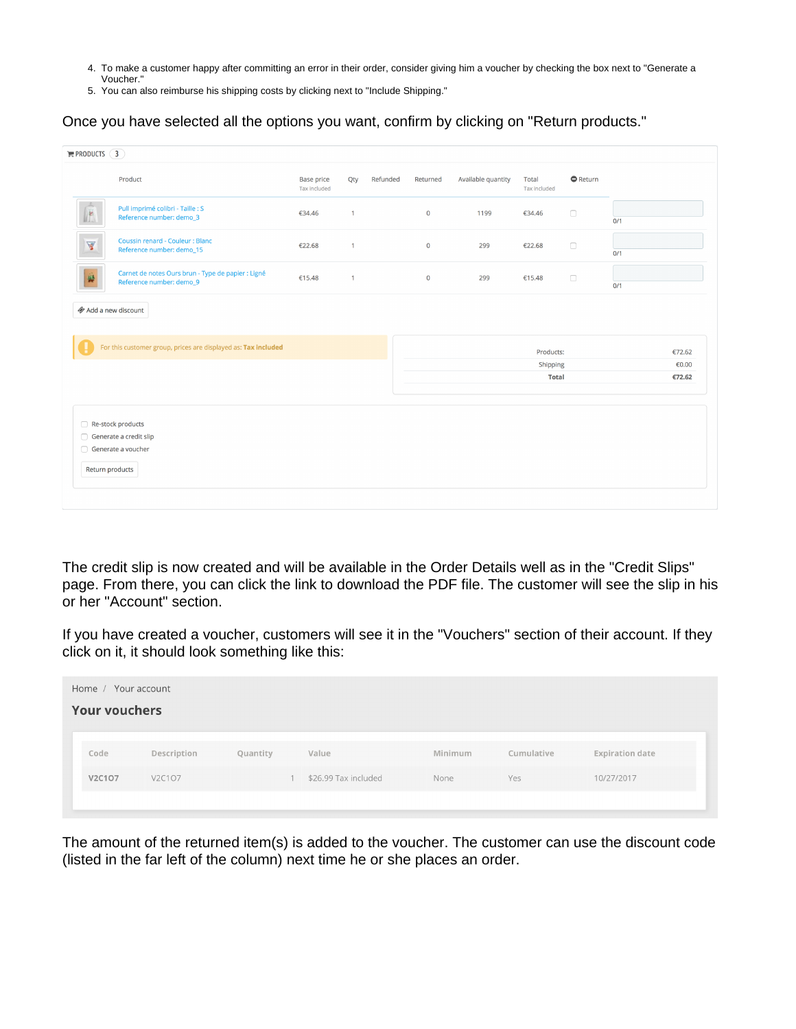4. To make a customer happy after committing an error in their order, consider giving him a voucher by checking the box next to "Generate a Voucher."
5. You can also reimburse his shipping costs by clicking next to "Include Shipping."

Once you have selected all the options you want, confirm by clicking on "Return products."

PRODUCTS 3

| Product | Base price Tax included | Qty | Refunded | Returned | Available quantity | Total Tax included | Return | |
|---|---|---|---|---|---|---|---|---|
| Pull imprimé colibri - Taille : S Reference number: demo_3 | €34.46 | 1 | | 0 | 1199 | €34.46 | | 0/1 |
| Coussin renard - Couleur : Blanc Reference number: demo_15 | €22.68 | 1 | | 0 | 299 | €22.68 | | 0/1 |
| Carnet de notes Ours brun - Type de papier : Ligné Reference number: demo_9 | €15.48 | 1 | | 0 | 299 | €15.48 | | 0/1 |

Add a new discount

For this customer group, prices are displayed as: **Tax included**

| | |
|---|---|
| Products: | €72.62 |
| Shipping | €0.00 |
| **Total** | **€72.62** |

- Re-stock products
- Generate a credit slip
- Generate a voucher

Return products

The credit slip is now created and will be available in the Order Details well as in the "Credit Slips" page. From there, you can click the link to download the PDF file. The customer will see the slip in his or her "Account" section.

If you have created a voucher, customers will see it in the "Vouchers" section of their account. If they click on it, it should look something like this:

Home / Your account

**Your vouchers**

| Code | Description | Quantity | Value | Minimum | Cumulative | Expiration date |
|---|---|---|---|---|---|---|
| **V2C1O7** | V2C1O7 | 1 | $26.99 Tax included | None | Yes | 10/27/2017 |

The amount of the returned item(s) is added to the voucher. The customer can use the discount code (listed in the far left of the column) next time he or she places an order.